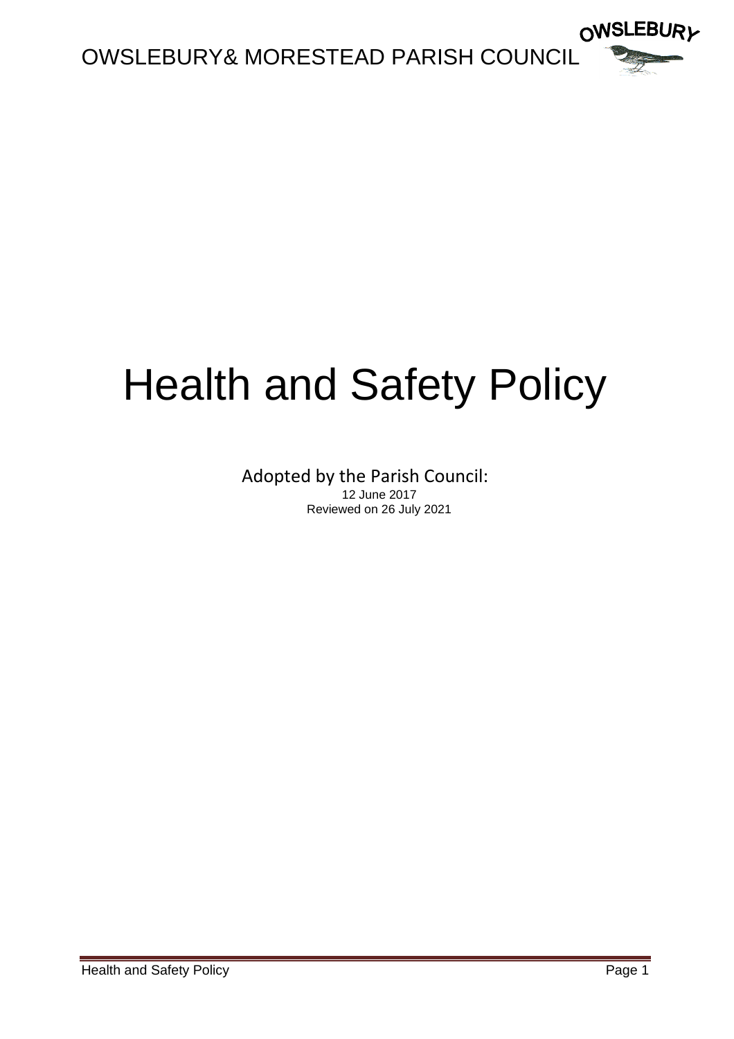OWSLEBURY& MORESTEAD PARISH COUNCIL

# Health and Safety Policy

Adopted by the Parish Council:
12 June 2017
Reviewed on 26 July 2021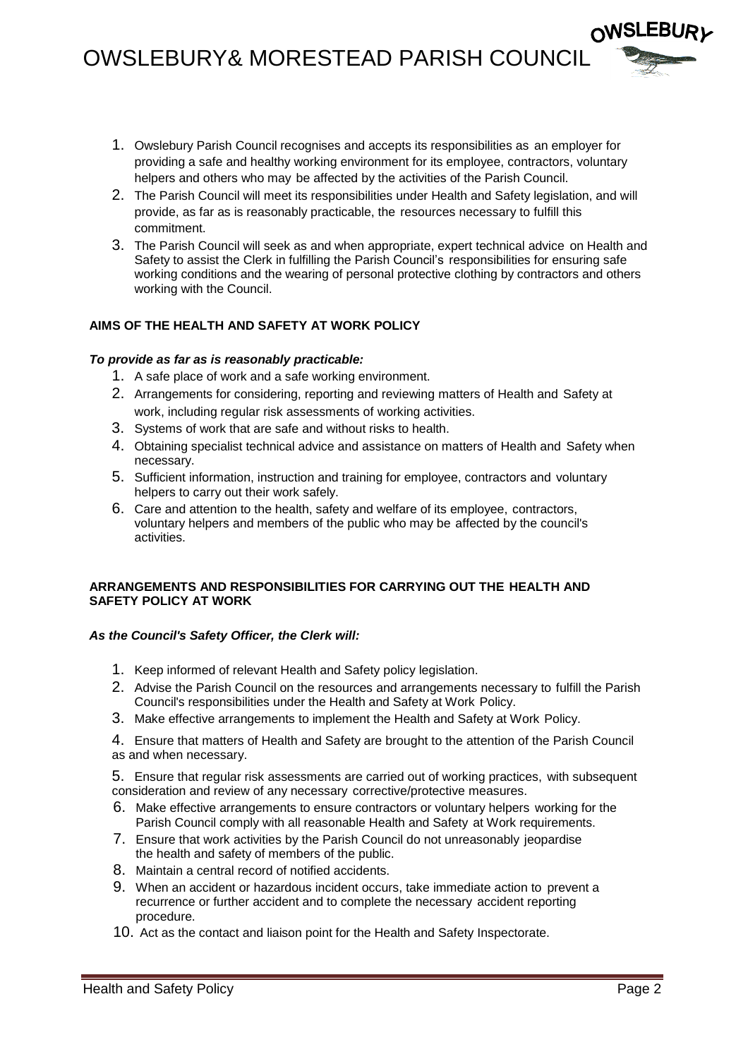1. Owslebury Parish Council recognises and accepts its responsibilities as an employer for providing a safe and healthy working environment for its employee, contractors, voluntary helpers and others who may be affected by the activities of the Parish Council.
2. The Parish Council will meet its responsibilities under Health and Safety legislation, and will provide, as far as is reasonably practicable, the resources necessary to fulfill this commitment.
3. The Parish Council will seek as and when appropriate, expert technical advice on Health and Safety to assist the Clerk in fulfilling the Parish Council's responsibilities for ensuring safe working conditions and the wearing of personal protective clothing by contractors and others working with the Council.

**AIMS OF THE HEALTH AND SAFETY AT WORK POLICY**

***To provide as far as is reasonably practicable:***

1. A safe place of work and a safe working environment.
2. Arrangements for considering, reporting and reviewing matters of Health and Safety at work, including regular risk assessments of working activities.
3. Systems of work that are safe and without risks to health.
4. Obtaining specialist technical advice and assistance on matters of Health and Safety when necessary.
5. Sufficient information, instruction and training for employee, contractors and voluntary helpers to carry out their work safely.
6. Care and attention to the health, safety and welfare of its employee, contractors, voluntary helpers and members of the public who may be affected by the council's activities.

**ARRANGEMENTS AND RESPONSIBILITIES FOR CARRYING OUT THE HEALTH AND SAFETY POLICY AT WORK**

***As the Council's Safety Officer, the Clerk will:***

1. Keep informed of relevant Health and Safety policy legislation.
2. Advise the Parish Council on the resources and arrangements necessary to fulfill the Parish Council's responsibilities under the Health and Safety at Work Policy.
3. Make effective arrangements to implement the Health and Safety at Work Policy.
4. Ensure that matters of Health and Safety are brought to the attention of the Parish Council as and when necessary.
5. Ensure that regular risk assessments are carried out of working practices, with subsequent consideration and review of any necessary corrective/protective measures.
6. Make effective arrangements to ensure contractors or voluntary helpers working for the Parish Council comply with all reasonable Health and Safety at Work requirements.
7. Ensure that work activities by the Parish Council do not unreasonably jeopardise the health and safety of members of the public.
8. Maintain a central record of notified accidents.
9. When an accident or hazardous incident occurs, take immediate action to prevent a recurrence or further accident and to complete the necessary accident reporting procedure.
10. Act as the contact and liaison point for the Health and Safety Inspectorate.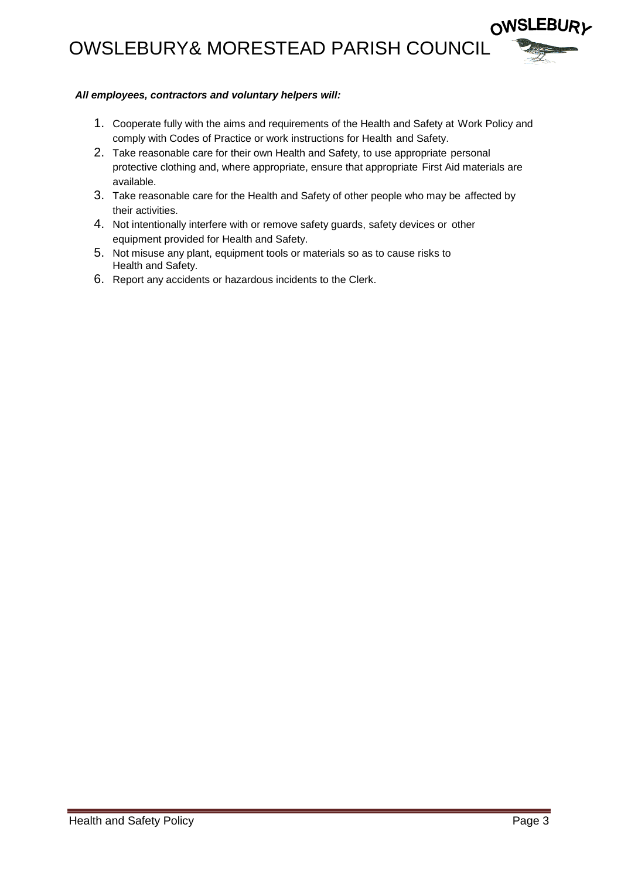***All employees, contractors and voluntary helpers will:***

1. Cooperate fully with the aims and requirements of the Health and Safety at Work Policy and comply with Codes of Practice or work instructions for Health and Safety.
2. Take reasonable care for their own Health and Safety, to use appropriate personal protective clothing and, where appropriate, ensure that appropriate First Aid materials are available.
3. Take reasonable care for the Health and Safety of other people who may be affected by their activities.
4. Not intentionally interfere with or remove safety guards, safety devices or other equipment provided for Health and Safety.
5. Not misuse any plant, equipment tools or materials so as to cause risks to Health and Safety.
6. Report any accidents or hazardous incidents to the Clerk.